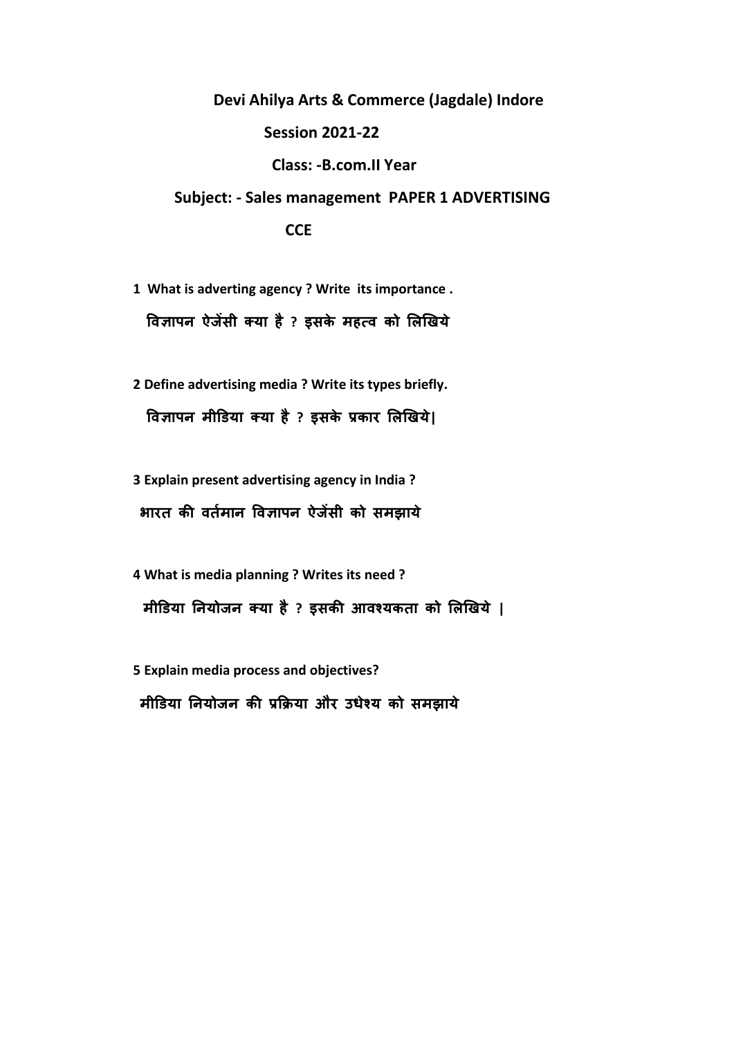**Devi Ahilya Arts & Commerce (Jagdale) Indore**

**Session 2021-22**

**Class: -B.com.II Year**

**Subject: - Sales management PAPER 1 ADVERTISING**

**CCE**

**1 What is adverting agency ? Write its importance .**

**विज्ञापन ऐजेंसी क्या है ? इसके महत्व को लिखिये**

**2 Define advertising media ? Write its types briefly.**

**विज्ञापन मीडिया क्या है ? इसके प्रकार लिखिये|**

**3 Explain present advertising agency in India ?**

**भारत की वर्तमान विज्ञापन ऐजेंसी को समझाये**

**4 What is media planning ? Writes its need ?**

**मीडिया नियोजन क्या है ? इसकी आवश्यकता को लिखिये |**

**5 Explain media process and objectives?**

**मीडिया नियोजन की प्रक्रिया और उधेश्य को समझाये**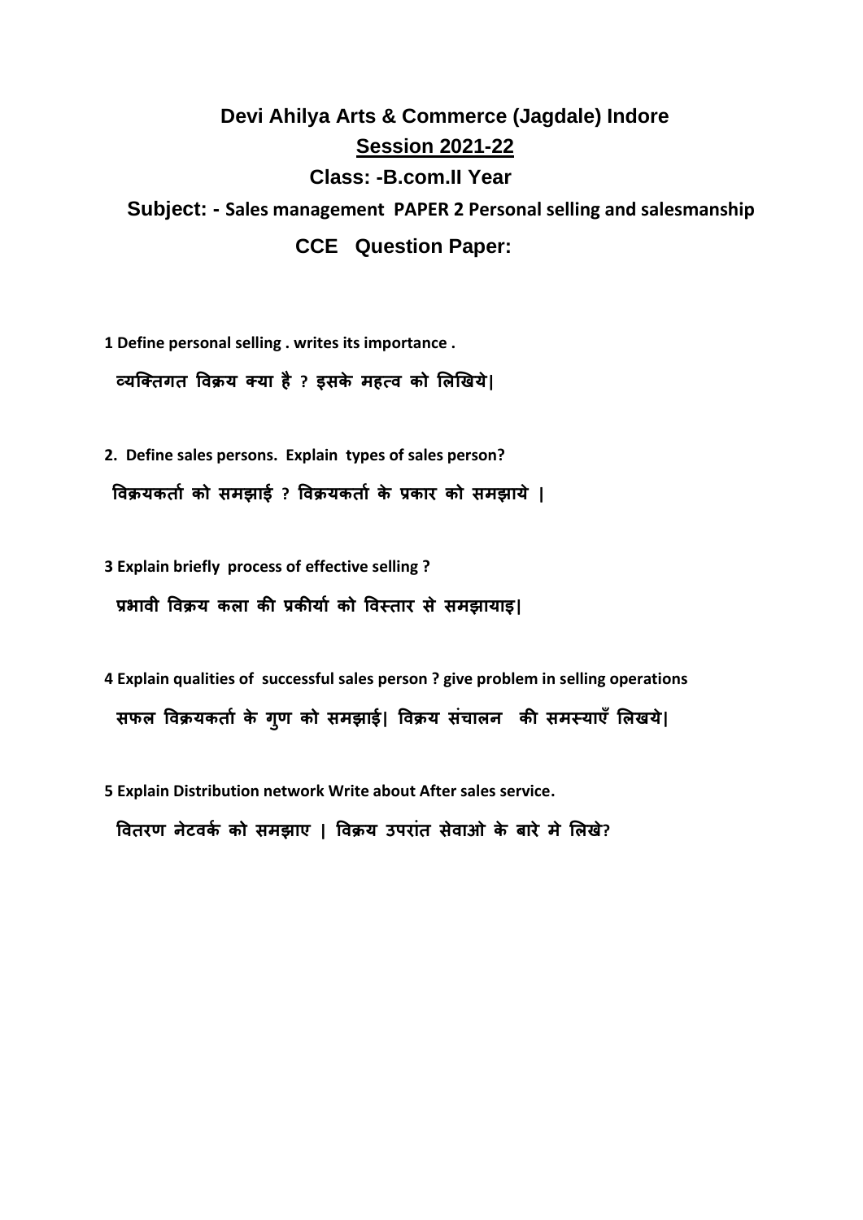# Devi Ahilya Arts & Commerce (Jagdale) Indore

## Session 2021-22

### Class: -B.com.II Year

### Subject: - Sales management PAPER 2 Personal selling and salesmanship

### CCE Question Paper:

**1 Define personal selling . writes its importance .**

**व्यक्तिगत विक्रय क्या है ? इसके महत्व को लिखिये|**

**2. Define sales persons. Explain types of sales person?**

**विक्रयकर्ता को समझाई ? विक्रयकर्ता के प्रकार को समझाये |**

**3 Explain briefly process of effective selling ?**

**प्रभावी विक्रय कला की प्रकीर्या को विस्तार से समझायाइ|**

**4 Explain qualities of successful sales person ? give problem in selling operations**

**सफल विक्रयकर्ता के गुण को समझाई| विक्रय संचालन की समस्याएँ लिखये|**

**5 Explain Distribution network Write about After sales service.**

**वितरण नेटवर्क को समझाए | विक्रय उपरांत सेवाओ के बारे मे लिखे?**